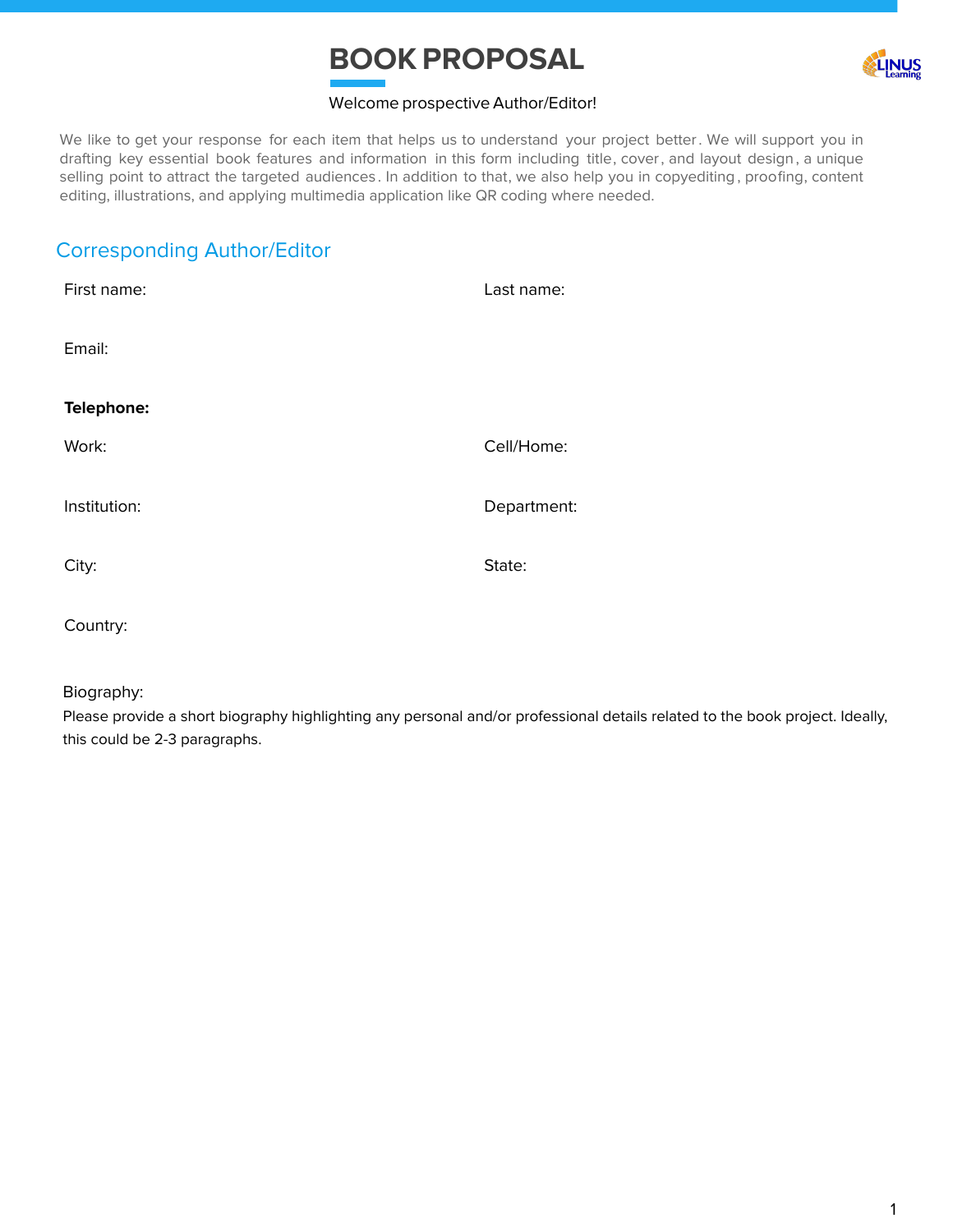# BOOK PROPOSAL

Welcome prospective Author/Editor!

We like to get your response for each item that helps us to understand your project better. We will support you in drafting key essential book features and information in this form including title, cover, and layout design, a unique selling point to attract the targeted audiences. In addition to that, we also help you in copyediting, proofing, content editing, illustrations, and applying multimedia application like QR coding where needed.

## Corresponding Author/Editor

First name:

Last name:

Email:

**Telephone:**

Work:

Cell/Home:

Institution:

Department:

City:

State:

Country:

Biography:

Please provide a short biography highlighting any personal and/or professional details related to the book project. Ideally, this could be 2-3 paragraphs.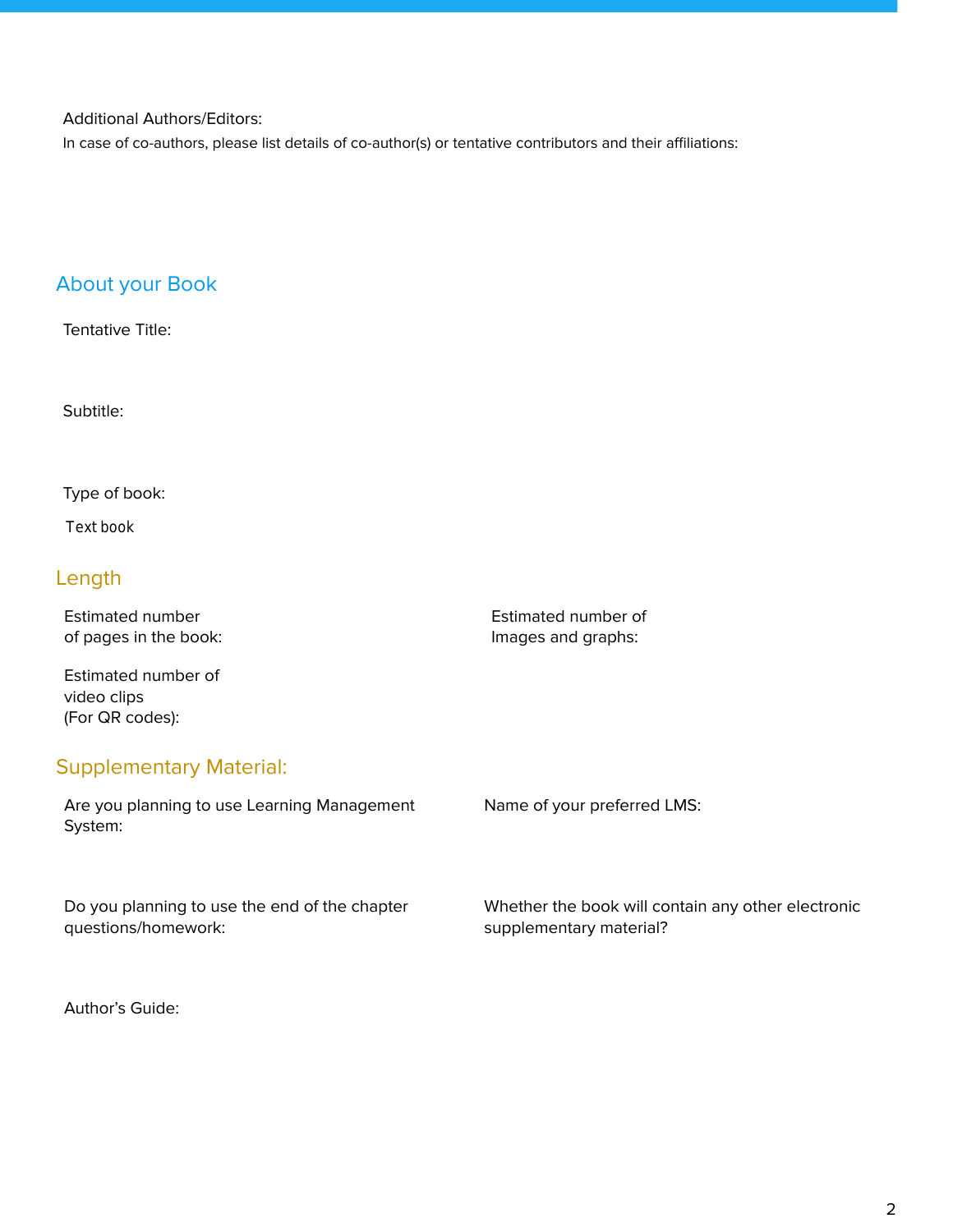Additional Authors/Editors:

In case of co-authors, please list details of co-author(s) or tentative contributors and their affiliations:

## About your Book

Tentative Title:

Subtitle:

Type of book:

Text book

### Length

Estimated number of pages in the book:

Estimated number of Images and graphs:

Estimated number of video clips (For QR codes):

### Supplementary Material:

Are you planning to use Learning Management System:

Name of your preferred LMS:

Do you planning to use the end of the chapter questions/homework:

Whether the book will contain any other electronic supplementary material?

Author's Guide: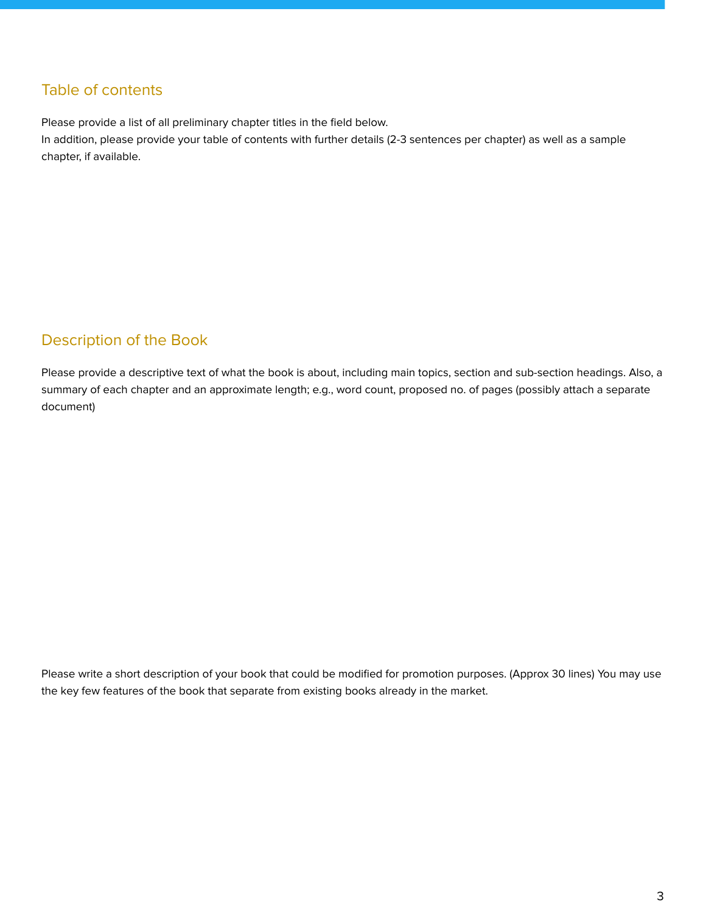## Table of contents

Please provide a list of all preliminary chapter titles in the field below.
In addition, please provide your table of contents with further details (2-3 sentences per chapter) as well as a sample chapter, if available.

## Description of the Book

Please provide a descriptive text of what the book is about, including main topics, section and sub-section headings. Also, a summary of each chapter and an approximate length; e.g., word count, proposed no. of pages (possibly attach a separate document)

Please write a short description of your book that could be modified for promotion purposes. (Approx 30 lines) You may use the key few features of the book that separate from existing books already in the market.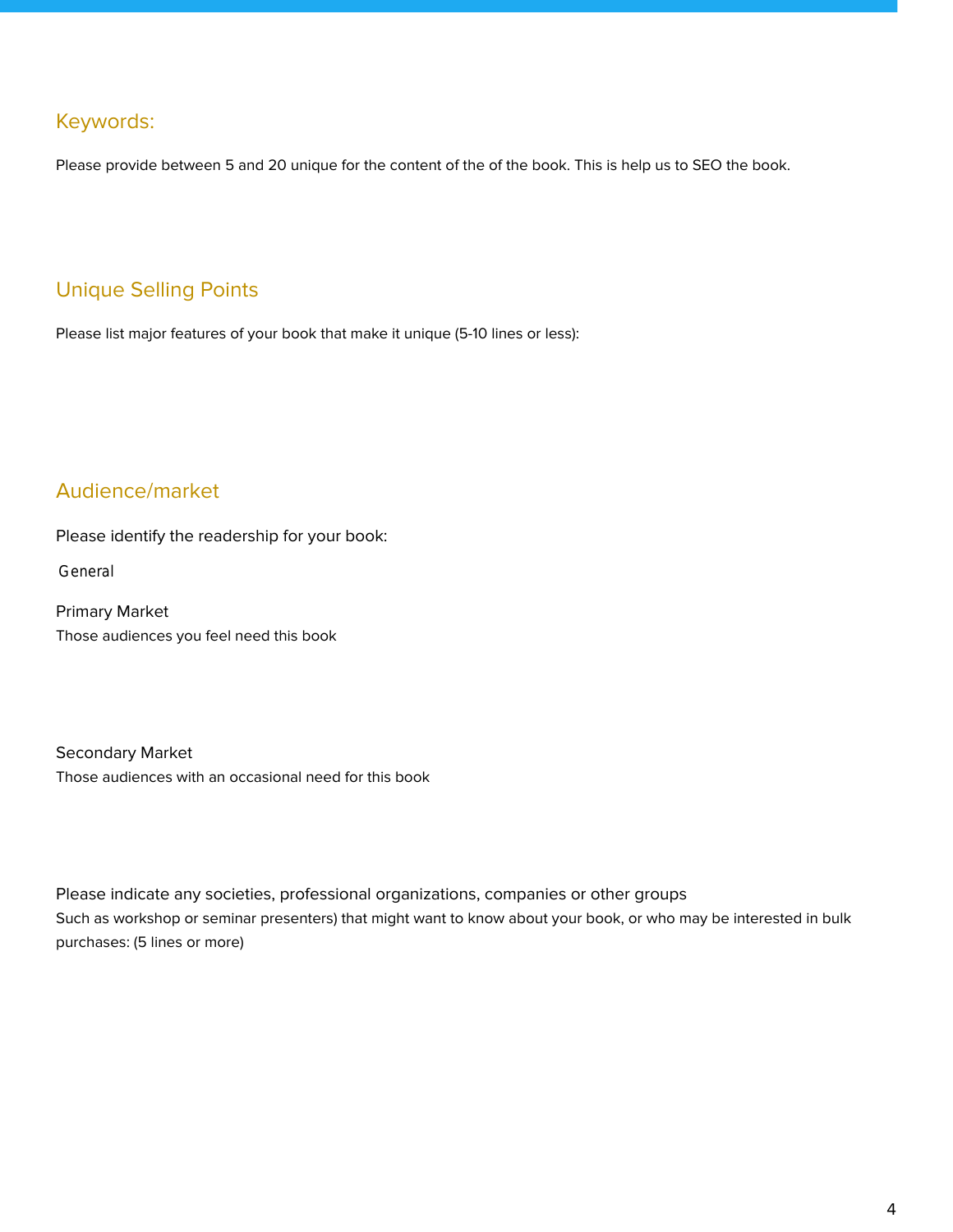## Keywords:

Please provide between 5 and 20 unique for the content of the of the book. This is help us to SEO the book.

## Unique Selling Points

Please list major features of your book that make it unique (5-10 lines or less):

## Audience/market

Please identify the readership for your book:

General

Primary Market

Those audiences you feel need this book

Secondary Market

Those audiences with an occasional need for this book

Please indicate any societies, professional organizations, companies or other groups

Such as workshop or seminar presenters) that might want to know about your book, or who may be interested in bulk purchases: (5 lines or more)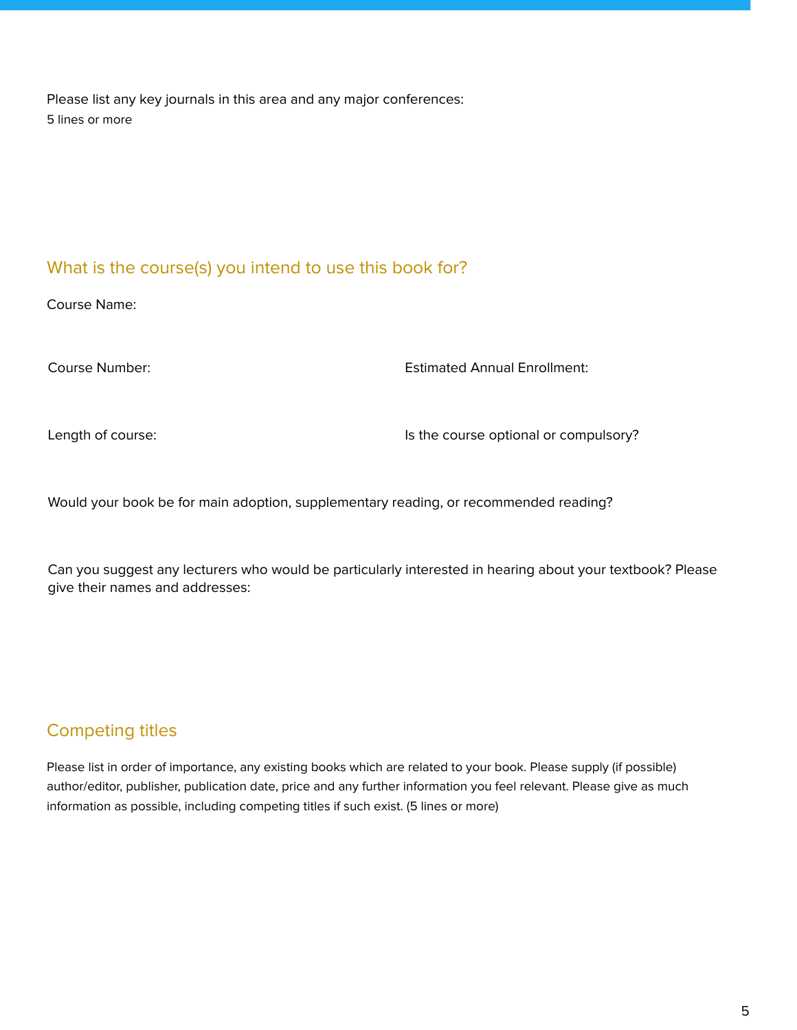Please list any key journals in this area and any major conferences:
5 lines or more

## What is the course(s) you intend to use this book for?

Course Name:

Course Number:

Estimated Annual Enrollment:

Length of course:

Is the course optional or compulsory?

Would your book be for main adoption, supplementary reading, or recommended reading?

Can you suggest any lecturers who would be particularly interested in hearing about your textbook? Please give their names and addresses:

## Competing titles

Please list in order of importance, any existing books which are related to your book. Please supply (if possible) author/editor, publisher, publication date, price and any further information you feel relevant. Please give as much information as possible, including competing titles if such exist. (5 lines or more)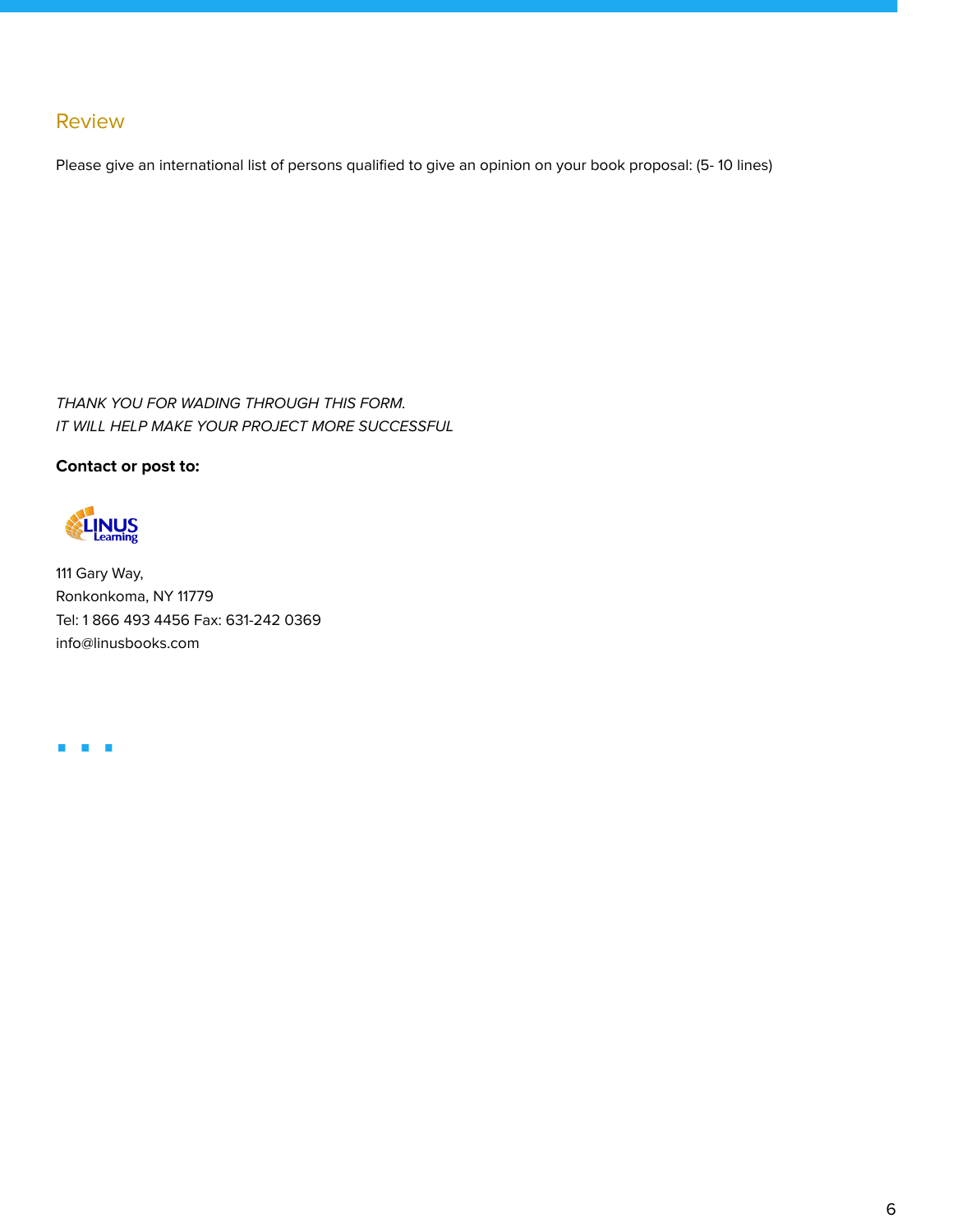## Review

Please give an international list of persons qualified to give an opinion on your book proposal: (5- 10 lines)

*THANK YOU FOR WADING THROUGH THIS FORM.*
*IT WILL HELP MAKE YOUR PROJECT MORE SUCCESSFUL*

**Contact or post to:**

LINUS Learning

111 Gary Way,
Ronkonkoma, NY 11779
Tel: 1 866 493 4456 Fax: 631-242 0369
info@linusbooks.com